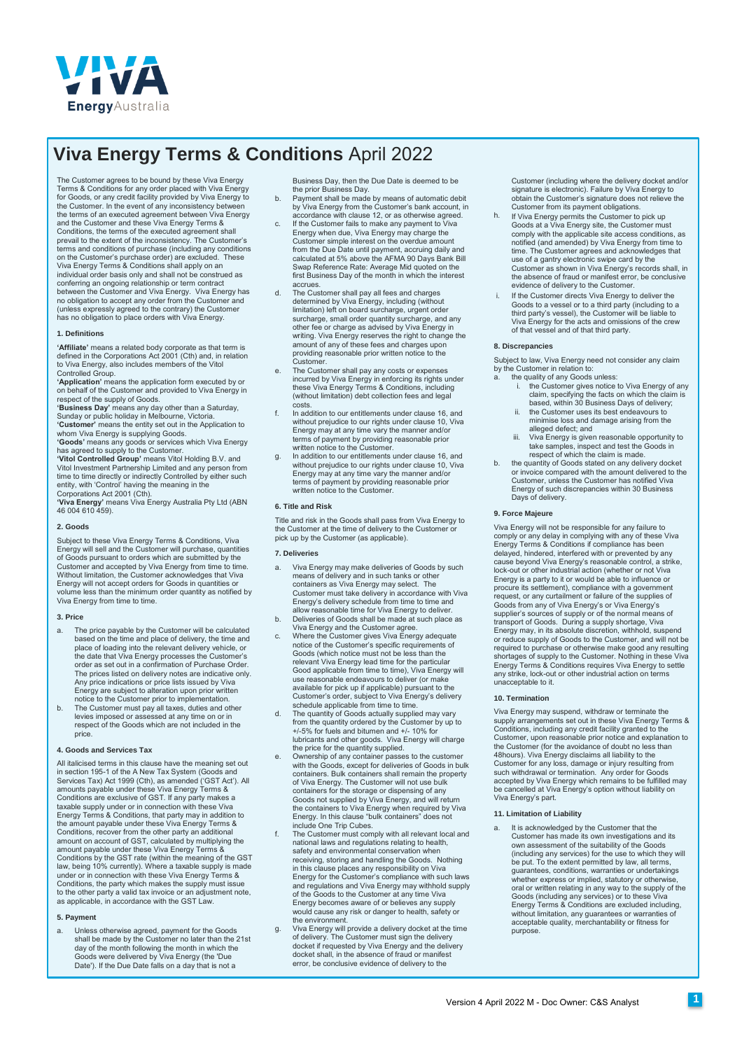# Viva Energy Terms & Conditions April 2022

The Customer agrees to be bound by these Viva Energy Terms & Conditions for any order placed with Viva Energy for Goods, or any credit facility provided by Viva Energy to the Customer. In the event of any inconsistency between the terms of an executed agreement between Viva Energy and the Customer and these Viva Energy Terms & Conditions, the terms of the executed agreement shall prevail to the extent of the inconsistency. The Customer's terms and conditions of purchase (including any conditions on the Customer's purchase order) are excluded. These Viva Energy Terms & Conditions shall apply on an individual order basis only and shall not be construed as conferring an ongoing relationship or term contract between the Customer and Viva Energy. Viva Energy has no obligation to accept any order from the Customer and (unless expressly agreed to the contrary) the Customer has no obligation to place orders with Viva Energy.

### 1. Definitions

**'Affiliate'** means a related body corporate as that term is defined in the Corporations Act 2001 (Cth) and, in relation to Viva Energy, also includes members of the Vitol Controlled Group.

**'Application'** means the application form executed by or on behalf of the Customer and provided to Viva Energy in respect of the supply of Goods.

**'Business Day'** means any day other than a Saturday, Sunday or public holiday in Melbourne, Victoria.

**'Customer'** means the entity set out in the Application to whom Viva Energy is supplying Goods.

**'Goods'** means any goods or services which Viva Energy has agreed to supply to the Customer.

**'Vitol Controlled Group'** means Vitol Holding B.V. and Vitol Investment Partnership Limited and any person from time to time directly or indirectly Controlled by either such entity, with 'Control' having the meaning in the Corporations Act 2001 (Cth).

**'Viva Energy'** means Viva Energy Australia Pty Ltd (ABN 46 004 610 459).

### 2. Goods

Subject to these Viva Energy Terms & Conditions, Viva Energy will sell and the Customer will purchase, quantities of Goods pursuant to orders which are submitted by the Customer and accepted by Viva Energy from time to time. Without limitation, the Customer acknowledges that Viva Energy will not accept orders for Goods in quantities or volume less than the minimum order quantity as notified by Viva Energy from time to time.

### 3. Price

a. The price payable by the Customer will be calculated based on the time and place of delivery, the time and place of loading into the relevant delivery vehicle, or the date that Viva Energy processes the Customer's order as set out in a confirmation of Purchase Order. The prices listed on delivery notes are indicative only. Any price indications or price lists issued by Viva Energy are subject to alteration upon prior written notice to the Customer prior to implementation.

b. The Customer must pay all taxes, duties and other levies imposed or assessed at any time on or in respect of the Goods which are not included in the price.

### 4. Goods and Services Tax

All italicised terms in this clause have the meaning set out in section 195-1 of the A New Tax System (Goods and Services Tax) Act 1999 (Cth), as amended ('GST Act'). All amounts payable under these Viva Energy Terms & Conditions are exclusive of GST. If any party makes a taxable supply under or in connection with these Viva Energy Terms & Conditions, that party may in addition to the amount payable under these Viva Energy Terms & Conditions, recover from the other party an additional amount on account of GST, calculated by multiplying the amount payable under these Viva Energy Terms & Conditions by the GST rate (within the meaning of the GST law, being 10% currently). Where a taxable supply is made under or in connection with these Viva Energy Terms & Conditions, the party which makes the supply must issue to the other party a valid tax invoice or an adjustment note, as applicable, in accordance with the GST Law.

### 5. Payment

a. Unless otherwise agreed, payment for the Goods shall be made by the Customer no later than the 21st day of the month following the month in which the Goods were delivered by Viva Energy (the 'Due Date'). If the Due Date falls on a day that is not a Business Day, then the Due Date is deemed to be the prior Business Day.

b. Payment shall be made by means of automatic debit by Viva Energy from the Customer's bank account, in accordance with clause 12, or as otherwise agreed.

c. If the Customer fails to make any payment to Viva Energy when due, Viva Energy may charge the Customer simple interest on the overdue amount from the Due Date until payment, accruing daily and calculated at 5% above the AFMA 90 Days Bank Bill Swap Reference Rate: Average Mid quoted on the first Business Day of the month in which the interest accrues.

d. The Customer shall pay all fees and charges determined by Viva Energy, including (without limitation) left on board surcharge, urgent order surcharge, small order quantity surcharge, and any other fee or charge as advised by Viva Energy in writing. Viva Energy reserves the right to change the amount of any of these fees and charges upon providing reasonable prior written notice to the Customer.

e. The Customer shall pay any costs or expenses incurred by Viva Energy in enforcing its rights under these Viva Energy Terms & Conditions, including (without limitation) debt collection fees and legal costs.

f. In addition to our entitlements under clause 16, and without prejudice to our rights under clause 10, Viva Energy may at any time vary the manner and/or terms of payment by providing reasonable prior written notice to the Customer.

g. In addition to our entitlements under clause 16, and without prejudice to our rights under clause 10, Viva Energy may at any time vary the manner and/or terms of payment by providing reasonable prior written notice to the Customer.

### 6. Title and Risk

Title and risk in the Goods shall pass from Viva Energy to the Customer at the time of delivery to the Customer or pick up by the Customer (as applicable).

### 7. Deliveries

a. Viva Energy may make deliveries of Goods by such means of delivery and in such tanks or other containers as Viva Energy may select. The Customer must take delivery in accordance with Viva Energy's delivery schedule from time to time and allow reasonable time for Viva Energy to deliver.

b. Deliveries of Goods shall be made at such place as Viva Energy and the Customer agree.

c. Where the Customer gives Viva Energy adequate notice of the Customer's specific requirements of Goods (which notice must not be less than the relevant Viva Energy lead time for the particular Good applicable from time to time), Viva Energy will use reasonable endeavours to deliver (or make available for pick up if applicable) pursuant to the Customer's order, subject to Viva Energy's delivery schedule applicable from time to time.

d. The quantity of Goods actually supplied may vary from the quantity ordered by the Customer by up to +/-5% for fuels and bitumen and +/- 10% for lubricants and other goods. Viva Energy will charge the price for the quantity supplied.

e. Ownership of any container passes to the customer with the Goods, except for deliveries of Goods in bulk containers. Bulk containers shall remain the property of Viva Energy. The Customer will not use bulk containers for the storage or dispensing of any Goods not supplied by Viva Energy, and will return the containers to Viva Energy when required by Viva Energy. In this clause "bulk containers" does not include One Trip Cubes.

f. The Customer must comply with all relevant local and national laws and regulations relating to health, safety and environmental conservation when receiving, storing and handling the Goods. Nothing in this clause places any responsibility on Viva Energy for the Customer's compliance with such laws and regulations and Viva Energy may withhold supply of the Goods to the Customer at any time Viva Energy becomes aware of or believes any supply would cause any risk or danger to health, safety or the environment.

g. Viva Energy will provide a delivery docket at the time of delivery. The Customer must sign the delivery docket if requested by Viva Energy and the delivery docket shall, in the absence of fraud or manifest error, be conclusive evidence of delivery to the Customer (including where the delivery docket and/or signature is electronic). Failure by Viva Energy to obtain the Customer's signature does not relieve the Customer from its payment obligations.

h. If Viva Energy permits the Customer to pick up Goods at a Viva Energy site, the Customer must comply with the applicable site access conditions, as notified (and amended) by Viva Energy from time to time. The Customer agrees and acknowledges that use of a gantry electronic swipe card by the Customer as shown in Viva Energy's records shall, in the absence of fraud or manifest error, be conclusive evidence of delivery to the Customer.

i. If the Customer directs Viva Energy to deliver the Goods to a vessel or to a third party (including to a third party's vessel), the Customer will be liable to Viva Energy for the acts and omissions of the crew of that vessel and of that third party.

### 8. Discrepancies

Subject to law, Viva Energy need not consider any claim by the Customer in relation to:

a. the quality of any Goods unless:
   i. the Customer gives notice to Viva Energy of any claim, specifying the facts on which the claim is based, within 30 Business Days of delivery;
   ii. the Customer uses its best endeavours to minimise loss and damage arising from the alleged defect; and
   iii. Viva Energy is given reasonable opportunity to take samples, inspect and test the Goods in respect of which the claim is made.

b. the quantity of Goods stated on any delivery docket or invoice compared with the amount delivered to the Customer, unless the Customer has notified Viva Energy of such discrepancies within 30 Business Days of delivery.

### 9. Force Majeure

Viva Energy will not be responsible for any failure to comply or any delay in complying with any of these Viva Energy Terms & Conditions if compliance has been delayed, hindered, interfered with or prevented by any cause beyond Viva Energy's reasonable control, a strike, lock-out or other industrial action (whether or not Viva Energy is a party to it or would be able to influence or procure its settlement), compliance with a government request, or any curtailment or failure of the supplies of Goods from any of Viva Energy's or Viva Energy's supplier's sources of supply or of the normal means of transport of Goods. During a supply shortage, Viva Energy may, in its absolute discretion, withhold, suspend or reduce supply of Goods to the Customer, and will not be required to purchase or otherwise make good any resulting shortages of supply to the Customer. Nothing in these Viva Energy Terms & Conditions requires Viva Energy to settle any strike, lock-out or other industrial action on terms unacceptable to it.

### 10. Termination

Viva Energy may suspend, withdraw or terminate the supply arrangements set out in these Viva Energy Terms & Conditions, including any credit facility granted to the Customer, upon reasonable prior notice and explanation to the Customer (for the avoidance of doubt no less than 48hours). Viva Energy disclaims all liability to the Customer for any loss, damage or injury resulting from such withdrawal or termination. Any order for Goods accepted by Viva Energy which remains to be fulfilled may be cancelled at Viva Energy's option without liability on Viva Energy's part.

### 11. Limitation of Liability

a. It is acknowledged by the Customer that the Customer has made its own investigations and its own assessment of the suitability of the Goods (including any services) for the use to which they will be put. To the extent permitted by law, all terms, guarantees, conditions, warranties or undertakings whether express or implied, statutory or otherwise, oral or written relating in any way to the supply of the Goods (including any services) or to these Viva Energy Terms & Conditions are excluded including, without limitation, any guarantees or warranties of acceptable quality, merchantability or fitness for purpose.

Version 4 April 2022 M - Doc Owner: C&S Analyst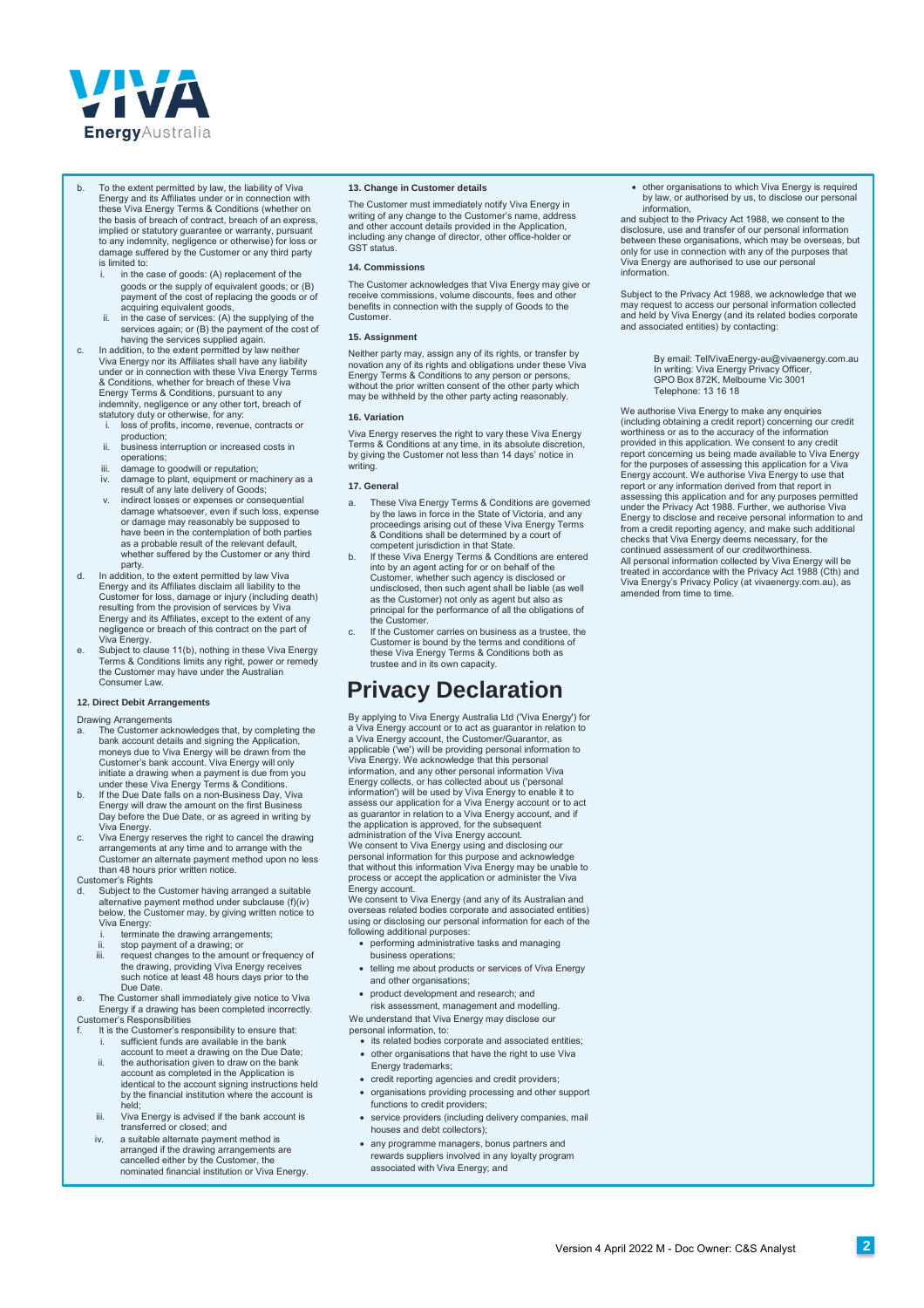b. To the extent permitted by law, the liability of Viva Energy and its Affiliates under or in connection with these Viva Energy Terms & Conditions (whether on the basis of breach of contract, breach of an express, implied or statutory guarantee or warranty, pursuant to any indemnity, negligence or otherwise) for loss or damage suffered by the Customer or any third party is limited to:
   i. in the case of goods: (A) replacement of the goods or the supply of equivalent goods; or (B) payment of the cost of replacing the goods or of acquiring equivalent goods,
   ii. in the case of services: (A) the supplying of the services again; or (B) the payment of the cost of having the services supplied again.
c. In addition, to the extent permitted by law neither Viva Energy nor its Affiliates shall have any liability under or in connection with these Viva Energy Terms & Conditions, whether for breach of these Viva Energy Terms & Conditions, pursuant to any indemnity, negligence or any other tort, breach of statutory duty or otherwise, for any:
   i. loss of profits, income, revenue, contracts or production;
   ii. business interruption or increased costs in operations;
   iii. damage to goodwill or reputation;
   iv. damage to plant, equipment or machinery as a result of any late delivery of Goods;
   v. indirect losses or expenses or consequential damage whatsoever, even if such loss, expense or damage may reasonably be supposed to have been in the contemplation of both parties as a probable result of the relevant default, whether suffered by the Customer or any third party.
d. In addition, to the extent permitted by law Viva Energy and its Affiliates disclaim all liability to the Customer for loss, damage or injury (including death) resulting from the provision of services by Viva Energy and its Affiliates, except to the extent of any negligence or breach of this contract on the part of Viva Energy.
e. Subject to clause 11(b), nothing in these Viva Energy Terms & Conditions limits any right, power or remedy the Customer may have under the Australian Consumer Law.

### 12. Direct Debit Arrangements

Drawing Arrangements

a. The Customer acknowledges that, by completing the bank account details and signing the Application, moneys due to Viva Energy will be drawn from the Customer's bank account. Viva Energy will only initiate a drawing when a payment is due from you under these Viva Energy Terms & Conditions.
b. If the Due Date falls on a non-Business Day, Viva Energy will draw the amount on the first Business Day before the Due Date, or as agreed in writing by Viva Energy.
c. Viva Energy reserves the right to cancel the drawing arrangements at any time and to arrange with the Customer an alternate payment method upon no less than 48 hours prior written notice.

Customer's Rights

d. Subject to the Customer having arranged a suitable alternative payment method under subclause (f)(iv) below, the Customer may, by giving written notice to Viva Energy:
   i. terminate the drawing arrangements;
   ii. stop payment of a drawing; or
   iii. request changes to the amount or frequency of the drawing, providing Viva Energy receives such notice at least 48 hours days prior to the Due Date.
e. The Customer shall immediately give notice to Viva Energy if a drawing has been completed incorrectly.

Customer's Responsibilities

f. It is the Customer's responsibility to ensure that:
   i. sufficient funds are available in the bank account to meet a drawing on the Due Date;
   ii. the authorisation given to draw on the bank account as completed in the Application is identical to the account signing instructions held by the financial institution where the account is held;
   iii. Viva Energy is advised if the bank account is transferred or closed; and
   iv. a suitable alternate payment method is arranged if the drawing arrangements are cancelled either by the Customer, the nominated financial institution or Viva Energy.

### 13. Change in Customer details

The Customer must immediately notify Viva Energy in writing of any change to the Customer's name, address and other account details provided in the Application, including any change of director, other office-holder or GST status.

### 14. Commissions

The Customer acknowledges that Viva Energy may give or receive commissions, volume discounts, fees and other benefits in connection with the supply of Goods to the Customer.

### 15. Assignment

Neither party may, assign any of its rights, or transfer by novation any of its rights and obligations under these Viva Energy Terms & Conditions to any person or persons, without the prior written consent of the other party which may be withheld by the other party acting reasonably.

### 16. Variation

Viva Energy reserves the right to vary these Viva Energy Terms & Conditions at any time, in its absolute discretion, by giving the Customer not less than 14 days' notice in writing.

### 17. General

a. These Viva Energy Terms & Conditions are governed by the laws in force in the State of Victoria, and any proceedings arising out of these Viva Energy Terms & Conditions shall be determined by a court of competent jurisdiction in that State.
b. If these Viva Energy Terms & Conditions are entered into by an agent acting for or on behalf of the Customer, whether such agency is disclosed or undisclosed, then such agent shall be liable (as well as the Customer) not only as agent but also as principal for the performance of all the obligations of the Customer.
c. If the Customer carries on business as a trustee, the Customer is bound by the terms and conditions of these Viva Energy Terms & Conditions both as trustee and in its own capacity.

# Privacy Declaration

By applying to Viva Energy Australia Ltd ('Viva Energy') for a Viva Energy account or to act as guarantor in relation to a Viva Energy account, the Customer/Guarantor, as applicable ('we') will be providing personal information to Viva Energy. We acknowledge that this personal information, and any other personal information Viva Energy collects, or has collected about us ('personal information') will be used by Viva Energy to enable it to assess our application for a Viva Energy account or to act as guarantor in relation to a Viva Energy account, and if the application is approved, for the subsequent administration of the Viva Energy account.

We consent to Viva Energy using and disclosing our personal information for this purpose and acknowledge that without this information Viva Energy may be unable to process or accept the application or administer the Viva Energy account.

We consent to Viva Energy (and any of its Australian and overseas related bodies corporate and associated entities) using or disclosing our personal information for each of the following additional purposes:

- performing administrative tasks and managing business operations;
- telling me about products or services of Viva Energy and other organisations;
- product development and research; and risk assessment, management and modelling.

We understand that Viva Energy may disclose our personal information, to:

- its related bodies corporate and associated entities;
- other organisations that have the right to use Viva Energy trademarks;
- credit reporting agencies and credit providers;
- organisations providing processing and other support functions to credit providers;
- service providers (including delivery companies, mail houses and debt collectors);
- any programme managers, bonus partners and rewards suppliers involved in any loyalty program associated with Viva Energy; and
- other organisations to which Viva Energy is required by law, or authorised by us, to disclose our personal information,

and subject to the Privacy Act 1988, we consent to the disclosure, use and transfer of our personal information between these organisations, which may be overseas, but only for use in connection with any of the purposes that Viva Energy are authorised to use our personal information.

Subject to the Privacy Act 1988, we acknowledge that we may request to access our personal information collected and held by Viva Energy (and its related bodies corporate and associated entities) by contacting:

By email: TellVivaEnergy-au@vivaenergy.com.au
In writing: Viva Energy Privacy Officer, GPO Box 872K, Melbourne Vic 3001
Telephone: 13 16 18

We authorise Viva Energy to make any enquiries (including obtaining a credit report) concerning our credit worthiness or as to the accuracy of the information provided in this application. We consent to any credit report concerning us being made available to Viva Energy for the purposes of assessing this application for a Viva Energy account. We authorise Viva Energy to use that report or any information derived from that report in assessing this application and for any purposes permitted under the Privacy Act 1988. Further, we authorise Viva Energy to disclose and receive personal information to and from a credit reporting agency, and make such additional checks that Viva Energy deems necessary, for the continued assessment of our creditworthiness.

All personal information collected by Viva Energy will be treated in accordance with the Privacy Act 1988 (Cth) and Viva Energy's Privacy Policy (at vivaenergy.com.au), as amended from time to time.

Version 4 April 2022 M - Doc Owner: C&S Analyst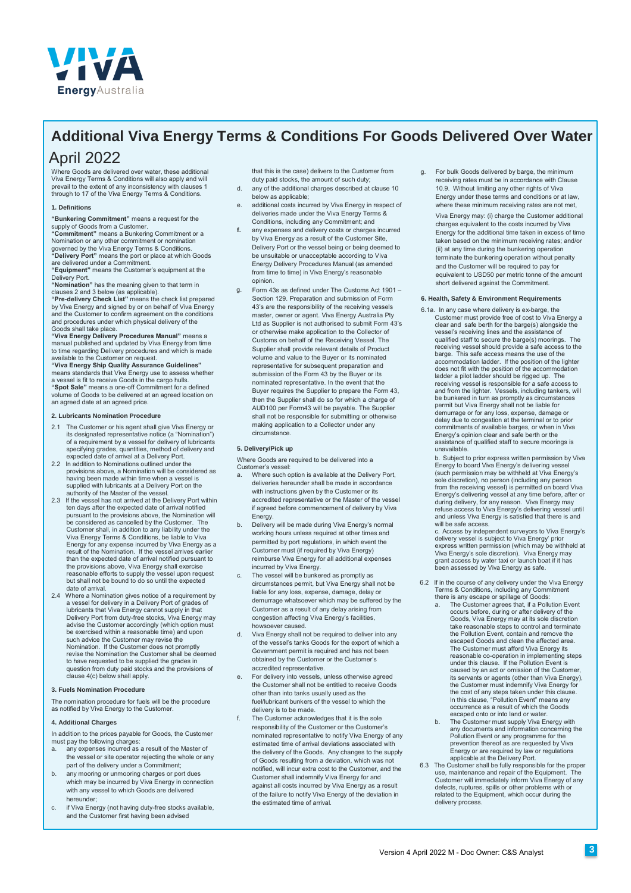# Additional Viva Energy Terms & Conditions For Goods Delivered Over Water

## April 2022

Where Goods are delivered over water, these additional Viva Energy Terms & Conditions will also apply and will prevail to the extent of any inconsistency with clauses 1 through to 17 of the Viva Energy Terms & Conditions.

### 1. Definitions

**"Bunkering Commitment"** means a request for the supply of Goods from a Customer.

**"Commitment"** means a Bunkering Commitment or a Nomination or any other commitment or nomination governed by the Viva Energy Terms & Conditions.

**"Delivery Port"** means the port or place at which Goods are delivered under a Commitment.

**"Equipment"** means the Customer's equipment at the Delivery Port.

**"Nomination"** has the meaning given to that term in clauses 2 and 3 below (as applicable).

**"Pre-delivery Check List"** means the check list prepared by Viva Energy and signed by or on behalf of Viva Energy and the Customer to confirm agreement on the conditions and procedures under which physical delivery of the Goods shall take place.

**"Viva Energy Delivery Procedures Manual"** means a manual published and updated by Viva Energy from time to time regarding Delivery procedures and which is made available to the Customer on request.

**"Viva Energy Ship Quality Assurance Guidelines"** means standards that Viva Energy use to assess whether a vessel is fit to receive Goods in the cargo hulls.

**"Spot Sale"** means a one-off Commitment for a defined volume of Goods to be delivered at an agreed location on an agreed date at an agreed price.

### 2. Lubricants Nomination Procedure

2.1 The Customer or his agent shall give Viva Energy or its designated representative notice (a "Nomination") of a requirement by a vessel for delivery of lubricants specifying grades, quantities, method of delivery and expected date of arrival at a Delivery Port.

2.2 In addition to Nominations outlined under the provisions above, a Nomination will be considered as having been made within time when a vessel is supplied with lubricants at a Delivery Port on the authority of the Master of the vessel.

2.3 If the vessel has not arrived at the Delivery Port within ten days after the expected date of arrival notified pursuant to the provisions above, the Nomination will be considered as cancelled by the Customer. The Customer shall, in addition to any liability under the Viva Energy Terms & Conditions, be liable to Viva Energy for any expense incurred by Viva Energy as a result of the Nomination. If the vessel arrives earlier than the expected date of arrival notified pursuant to the provisions above, Viva Energy shall exercise reasonable efforts to supply the vessel upon request but shall not be bound to do so until the expected date of arrival.

2.4 Where a Nomination gives notice of a requirement by a vessel for delivery in a Delivery Port of grades of lubricants that Viva Energy cannot supply in that Delivery Port from duty-free stocks, Viva Energy may advise the Customer accordingly (which option must be exercised within a reasonable time) and upon such advice the Customer may revise the Nomination. If the Customer does not promptly revise the Nomination the Customer shall be deemed to have requested to be supplied the grades in question from duty paid stocks and the provisions of clause 4(c) below shall apply.

### 3. Fuels Nomination Procedure

The nomination procedure for fuels will be the procedure as notified by Viva Energy to the Customer.

### 4. Additional Charges

In addition to the prices payable for Goods, the Customer must pay the following charges:

a. any expenses incurred as a result of the Master of the vessel or site operator rejecting the whole or any part of the delivery under a Commitment;

b. any mooring or unmooring charges or port dues which may be incurred by Viva Energy in connection with any vessel to which Goods are delivered hereunder;

c. if Viva Energy (not having duty-free stocks available, and the Customer first having been advised that this is the case) delivers to the Customer from duty paid stocks, the amount of such duty;

d. any of the additional charges described at clause 10 below as applicable;

e. additional costs incurred by Viva Energy in respect of deliveries made under the Viva Energy Terms & Conditions, including any Commitment; and

f. any expenses and delivery costs or charges incurred by Viva Energy as a result of the Customer Site, Delivery Port or the vessel being or being deemed to be unsuitable or unacceptable according to Viva Energy Delivery Procedures Manual (as amended from time to time) in Viva Energy's reasonable opinion.

g. Form 43s as defined under The Customs Act 1901 – Section 129. Preparation and submission of Form 43's are the responsibility of the receiving vessels master, owner or agent. Viva Energy Australia Pty Ltd as Supplier is not authorised to submit Form 43's or otherwise make application to the Collector of Customs on behalf of the Receiving Vessel. The Supplier shall provide relevant details of Product volume and value to the Buyer or its nominated representative for subsequent preparation and submission of the Form 43 by the Buyer or its nominated representative. In the event that the Buyer requires the Supplier to prepare the Form 43, then the Supplier shall do so for which a charge of AUD100 per Form43 will be payable. The Supplier shall not be responsible for submitting or otherwise making application to a Collector under any circumstance.

### 5. Delivery/Pick up

Where Goods are required to be delivered into a Customer's vessel:

a. Where such option is available at the Delivery Port, deliveries hereunder shall be made in accordance with instructions given by the Customer or its accredited representative or the Master of the vessel if agreed before commencement of delivery by Viva Energy.

b. Delivery will be made during Viva Energy's normal working hours unless required at other times and permitted by port regulations, in which event the Customer must (if required by Viva Energy) reimburse Viva Energy for all additional expenses incurred by Viva Energy.

c. The vessel will be bunkered as promptly as circumstances permit, but Viva Energy shall not be liable for any loss, expense, damage, delay or demurrage whatsoever which may be suffered by the Customer as a result of any delay arising from congestion affecting Viva Energy's facilities, howsoever caused.

d. Viva Energy shall not be required to deliver into any of the vessel's tanks Goods for the export of which a Government permit is required and has not been obtained by the Customer or the Customer's accredited representative.

e. For delivery into vessels, unless otherwise agreed the Customer shall not be entitled to receive Goods other than into tanks usually used as the fuel/lubricant bunkers of the vessel to which the delivery is to be made.

f. The Customer acknowledges that it is the sole responsibility of the Customer or the Customer's nominated representative to notify Viva Energy of any estimated time of arrival deviations associated with the delivery of the Goods. Any changes to the supply of Goods resulting from a deviation, which was not notified, will incur extra cost to the Customer, and the Customer shall indemnify Viva Energy for and against all costs incurred by Viva Energy as a result of the failure to notify Viva Energy of the deviation in the estimated time of arrival.

g. For bulk Goods delivered by barge, the minimum receiving rates must be in accordance with Clause 10.9. Without limiting any other rights of Viva Energy under these terms and conditions or at law, where these minimum receiving rates are not met,

Viva Energy may: (i) charge the Customer additional charges equivalent to the costs incurred by Viva Energy for the additional time taken in excess of time taken based on the minimum receiving rates; and/or (ii) at any time during the bunkering operation terminate the bunkering operation without penalty and the Customer will be required to pay for equivalent to USD50 per metric tonne of the amount short delivered against the Commitment.

### 6. Health, Safety & Environment Requirements

6.1a. In any case where delivery is ex-barge, the Customer must provide free of cost to Viva Energy a clear and safe berth for the barge(s) alongside the vessel's receiving lines and the assistance of qualified staff to secure the barge(s) moorings. The receiving vessel should provide a safe access to the barge. This safe access means the use of the accommodation ladder. If the position of the lighter does not fit with the position of the accommodation ladder a pilot ladder should be rigged up. The receiving vessel is responsible for a safe access to and from the lighter. Vessels, including tankers, will be bunkered in turn as promptly as circumstances permit but Viva Energy shall not be liable for demurrage or for any loss, expense, damage or delay due to congestion at the terminal or to prior commitments of available barges, or when in Viva Energy's opinion clear and safe berth or the assistance of qualified staff to secure moorings is unavailable.

b. Subject to prior express written permission by Viva Energy to board Viva Energy's delivering vessel (such permission may be withheld at Viva Energy's sole discretion), no person (including any person from the receiving vessel) is permitted on board Viva Energy's delivering vessel at any time before, after or during delivery, for any reason. Viva Energy may refuse access to Viva Energy's delivering vessel until and unless Viva Energy is satisfied that there is and will be safe access.

c. Access by independent surveyors to Viva Energy's delivery vessel is subject to Viva Energy' prior express written permission (which may be withheld at Viva Energy's sole discretion). Viva Energy may grant access by water taxi or launch boat if it has been assessed by Viva Energy as safe.

6.2 If in the course of any delivery under the Viva Energy Terms & Conditions, including any Commitment there is any escape or spillage of Goods:

a. The Customer agrees that, if a Pollution Event occurs before, during or after delivery of the Goods, Viva Energy may at its sole discretion take reasonable steps to control and terminate the Pollution Event, contain and remove the escaped Goods and clean the affected area. The Customer must afford Viva Energy its reasonable co-operation in implementing steps under this clause. If the Pollution Event is caused by an act or omission of the Customer, its servants or agents (other than Viva Energy), the Customer must indemnify Viva Energy for the cost of any steps taken under this clause. In this clause, "Pollution Event" means any occurrence as a result of which the Goods escaped onto or into land or water.

b. The Customer must supply Viva Energy with any documents and information concerning the Pollution Event or any programme for the prevention thereof as are requested by Viva Energy or are required by law or regulations applicable at the Delivery Port.

6.3 The Customer shall be fully responsible for the proper use, maintenance and repair of the Equipment. The Customer will immediately inform Viva Energy of any defects, ruptures, spills or other problems with or related to the Equipment, which occur during the delivery process.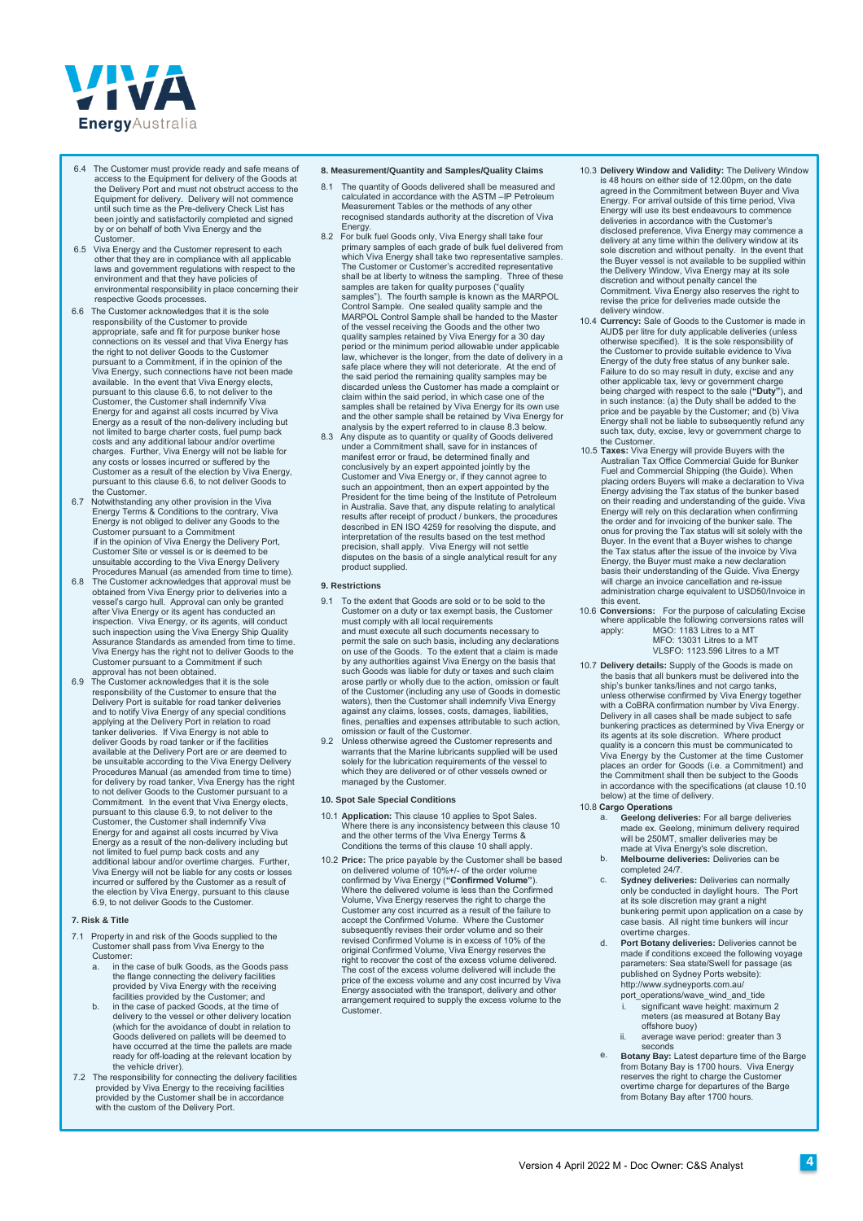6.4 The Customer must provide ready and safe means of access to the Equipment for delivery of the Goods at the Delivery Port and must not obstruct access to the Equipment for delivery. Delivery will not commence until such time as the Pre-delivery Check List has been jointly and satisfactorily completed and signed by or on behalf of both Viva Energy and the Customer.

6.5 Viva Energy and the Customer represent to each other that they are in compliance with all applicable laws and government regulations with respect to the environment and that they have policies of environmental responsibility in place concerning their respective Goods processes.

6.6 The Customer acknowledges that it is the sole responsibility of the Customer to provide appropriate, safe and fit for purpose bunker hose connections on its vessel and that Viva Energy has the right to not deliver Goods to the Customer pursuant to a Commitment, if in the opinion of the Viva Energy, such connections have not been made available. In the event that Viva Energy elects, pursuant to this clause 6.6, to not deliver to the Customer, the Customer shall indemnify Viva Energy for and against all costs incurred by Viva Energy as a result of the non-delivery including but not limited to barge charter costs, fuel pump back costs and any additional labour and/or overtime charges. Further, Viva Energy will not be liable for any costs or losses incurred or suffered by the Customer as a result of the election by Viva Energy, pursuant to this clause 6.6, to not deliver Goods to the Customer.

6.7 Notwithstanding any other provision in the Viva Energy Terms & Conditions to the contrary, Viva Energy is not obliged to deliver any Goods to the Customer pursuant to a Commitment if in the opinion of Viva Energy the Delivery Port, Customer Site or vessel is or is deemed to be unsuitable according to the Viva Energy Delivery Procedures Manual (as amended from time to time).

6.8 The Customer acknowledges that approval must be obtained from Viva Energy prior to deliveries into a vessel's cargo hull. Approval can only be granted after Viva Energy or its agent has conducted an inspection. Viva Energy, or its agents, will conduct such inspection using the Viva Energy Ship Quality Assurance Standards as amended from time to time. Viva Energy has the right not to deliver Goods to the Customer pursuant to a Commitment if such approval has not been obtained.

6.9 The Customer acknowledges that it is the sole responsibility of the Customer to ensure that the Delivery Port is suitable for road tanker deliveries and to notify Viva Energy of any special conditions applying at the Delivery Port in relation to road tanker deliveries. If Viva Energy is not able to deliver Goods by road tanker or if the facilities available at the Delivery Port are or are deemed to be unsuitable according to the Viva Energy Delivery Procedures Manual (as amended from time to time) for delivery by road tanker, Viva Energy has the right to not deliver Goods to the Customer pursuant to a Commitment. In the event that Viva Energy elects, pursuant to this clause 6.9, to not deliver to the Customer, the Customer shall indemnify Viva Energy for and against all costs incurred by Viva Energy as a result of the non-delivery including but not limited to fuel pump back costs and any additional labour and/or overtime charges. Further, Viva Energy will not be liable for any costs or losses incurred or suffered by the Customer as a result of the election by Viva Energy, pursuant to this clause 6.9, to not deliver Goods to the Customer.

**7. Risk & Title**

7.1 Property in and risk of the Goods supplied to the Customer shall pass from Viva Energy to the Customer:

a. in the case of bulk Goods, as the Goods pass the flange connecting the delivery facilities provided by Viva Energy with the receiving facilities provided by the Customer; and

b. in the case of packed Goods, at the time of delivery to the vessel or other delivery location (which for the avoidance of doubt in relation to Goods delivered on pallets will be deemed to have occurred at the time the pallets are made ready for off-loading at the relevant location by the vehicle driver).

7.2 The responsibility for connecting the delivery facilities provided by Viva Energy to the receiving facilities provided by the Customer shall be in accordance with the custom of the Delivery Port.

**8. Measurement/Quantity and Samples/Quality Claims**

8.1 The quantity of Goods delivered shall be measured and calculated in accordance with the ASTM –IP Petroleum Measurement Tables or the methods of any other recognised standards authority at the discretion of Viva Energy.

8.2 For bulk fuel Goods only, Viva Energy shall take four primary samples of each grade of bulk fuel delivered from which Viva Energy shall take two representative samples. The Customer or Customer's accredited representative shall be at liberty to witness the sampling. Three of these samples are taken for quality purposes ("quality samples"). The fourth sample is known as the MARPOL Control Sample. One sealed quality sample and the MARPOL Control Sample shall be handed to the Master of the vessel receiving the Goods and the other two quality samples retained by Viva Energy for a 30 day period or the minimum period allowable under applicable law, whichever is the longer, from the date of delivery in a safe place where they will not deteriorate. At the end of the said period the remaining quality samples may be discarded unless the Customer has made a complaint or claim within the said period, in which case one of the samples shall be retained by Viva Energy for its own use and the other sample shall be retained by Viva Energy for analysis by the expert referred to in clause 8.3 below.

8.3 Any dispute as to quantity or quality of Goods delivered under a Commitment shall, save for in instances of manifest error or fraud, be determined finally and conclusively by an expert appointed jointly by the Customer and Viva Energy or, if they cannot agree to such an appointment, then an expert appointed by the President for the time being of the Institute of Petroleum in Australia. Save that, any dispute relating to analytical results after receipt of product / bunkers, the procedures described in EN ISO 4259 for resolving the dispute, and interpretation of the results based on the test method precision, shall apply. Viva Energy will not settle disputes on the basis of a single analytical result for any product supplied.

**9. Restrictions**

9.1 To the extent that Goods are sold or to be sold to the Customer on a duty or tax exempt basis, the Customer must comply with all local requirements and must execute all such documents necessary to permit the sale on such basis, including any declarations on use of the Goods. To the extent that a claim is made by any authorities against Viva Energy on the basis that such Goods was liable for duty or taxes and such claim arose partly or wholly due to the action, omission or fault of the Customer (including any use of Goods in domestic waters), then the Customer shall indemnify Viva Energy against any claims, losses, costs, damages, liabilities, fines, penalties and expenses attributable to such action, omission or fault of the Customer.

9.2 Unless otherwise agreed the Customer represents and warrants that the Marine lubricants supplied will be used solely for the lubrication requirements of the vessel to which they are delivered or of other vessels owned or managed by the Customer.

**10. Spot Sale Special Conditions**

10.1 **Application:** This clause 10 applies to Spot Sales. Where there is any inconsistency between this clause 10 and the other terms of the Viva Energy Terms & Conditions the terms of this clause 10 shall apply.

10.2 **Price:** The price payable by the Customer shall be based on delivered volume of 10%+/- of the order volume confirmed by Viva Energy (**"Confirmed Volume"**). Where the delivered volume is less than the Confirmed Volume, Viva Energy reserves the right to charge the Customer any cost incurred as a result of the failure to accept the Confirmed Volume. Where the Customer subsequently revises their order volume and so their revised Confirmed Volume is in excess of 10% of the original Confirmed Volume, Viva Energy reserves the right to recover the cost of the excess volume delivered. The cost of the excess volume delivered will include the price of the excess volume and any cost incurred by Viva Energy associated with the transport, delivery and other arrangement required to supply the excess volume to the Customer.

10.3 **Delivery Window and Validity:** The Delivery Window is 48 hours on either side of 12.00pm, on the date agreed in the Commitment between Buyer and Viva Energy. For arrival outside of this time period, Viva Energy will use its best endeavours to commence deliveries in accordance with the Customer's disclosed preference, Viva Energy may commence a delivery at any time within the delivery window at its sole discretion and without penalty. In the event that the Buyer vessel is not available to be supplied within the Delivery Window, Viva Energy may at its sole discretion and without penalty cancel the Commitment. Viva Energy also reserves the right to revise the price for deliveries made outside the delivery window.

10.4 **Currency:** Sale of Goods to the Customer is made in AUD$ per litre for duty applicable deliveries (unless otherwise specified). It is the sole responsibility of the Customer to provide suitable evidence to Viva Energy of the duty free status of any bunker sale. Failure to do so may result in duty, excise and any other applicable tax, levy or government charge being charged with respect to the sale (**"Duty"**), and in such instance: (a) the Duty shall be added to the price and be payable by the Customer; and (b) Viva Energy shall not be liable to subsequently refund any such tax, duty, excise, levy or government charge to the Customer.

10.5 **Taxes:** Viva Energy will provide Buyers with the Australian Tax Office Commercial Guide for Bunker Fuel and Commercial Shipping (the Guide). When placing orders Buyers will make a declaration to Viva Energy advising the Tax status of the bunker based on their reading and understanding of the guide. Viva Energy will rely on this declaration when confirming the order and for invoicing of the bunker sale. The onus for proving the Tax status will sit solely with the Buyer. In the event that a Buyer wishes to change the Tax status after the issue of the invoice by Viva Energy, the Buyer must make a new declaration basis their understanding of the Guide. Viva Energy will charge an invoice cancellation and re-issue administration charge equivalent to USD50/Invoice in this event.

10.6 **Conversions:** For the purpose of calculating Excise where applicable the following conversions rates will apply:

MGO: 1183 Litres to a MT
MFO: 13031 Litres to a MT
VLSFO: 1123.596 Litres to a MT

10.7 **Delivery details:** Supply of the Goods is made on the basis that all bunkers must be delivered into the ship's bunker tanks/lines and not cargo tanks, unless otherwise confirmed by Viva Energy together with a CoBRA confirmation number by Viva Energy. Delivery in all cases shall be made subject to safe bunkering practices as determined by Viva Energy or its agents at its sole discretion. Where product quality is a concern this must be communicated to Viva Energy by the Customer at the time Customer places an order for Goods (i.e. a Commitment) and the Commitment shall then be subject to the Goods in accordance with the specifications (at clause 10.10 below) at the time of delivery.

10.8 **Cargo Operations**

a. **Geelong deliveries:** For all barge deliveries made ex. Geelong, minimum delivery required will be 250MT, smaller deliveries may be made at Viva Energy's sole discretion.

b. **Melbourne deliveries:** Deliveries can be completed 24/7.

c. **Sydney deliveries:** Deliveries can normally only be conducted in daylight hours. The Port at its sole discretion may grant a night bunkering permit upon application on a case by case basis. All night time bunkers will incur overtime charges.

d. **Port Botany deliveries:** Deliveries cannot be made if conditions exceed the following voyage parameters: Sea state/Swell for passage (as published on Sydney Ports website): http://www.sydneyports.com.au/port_operations/wave_wind_and_tide

   i. significant wave height: maximum 2 meters (as measured at Botany Bay offshore buoy)

   ii. average wave period: greater than 3 seconds

e. **Botany Bay:** Latest departure time of the Barge from Botany Bay is 1700 hours. Viva Energy reserves the right to charge the Customer overtime charge for departures of the Barge from Botany Bay after 1700 hours.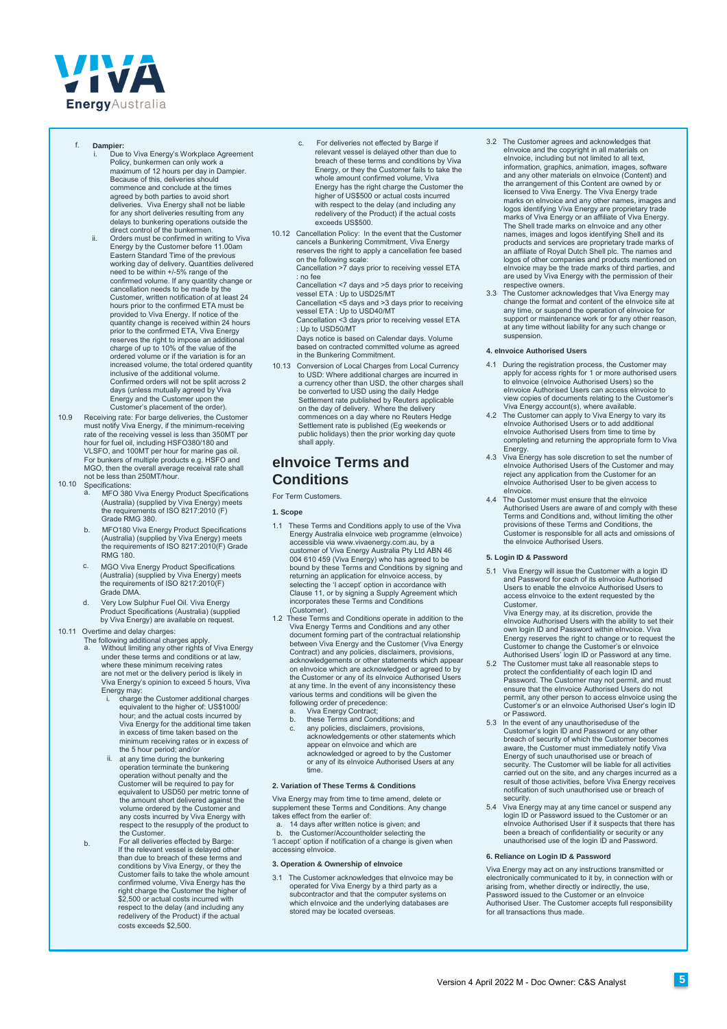f. **Dampier:**

   i. Due to Viva Energy's Workplace Agreement Policy, bunkermen can only work a maximum of 12 hours per day in Dampier. Because of this, deliveries should commence and conclude at the times agreed by both parties to avoid short deliveries. Viva Energy shall not be liable for any short deliveries resulting from any delays to bunkering operations outside the direct control of the bunkermen.

   ii. Orders must be confirmed in writing to Viva Energy by the Customer before 11.00am Eastern Standard Time of the previous working day of delivery. Quantities delivered need to be within +/-5% range of the confirmed volume. If any quantity change or cancellation needs to be made by the Customer, written notification of at least 24 hours prior to the confirmed ETA must be provided to Viva Energy. If notice of the quantity change is received within 24 hours prior to the confirmed ETA, Viva Energy reserves the right to impose an additional charge of up to 10% of the value of the ordered volume or if the variation is for an increased volume, the total ordered quantity inclusive of the additional volume. Confirmed orders will not be split across 2 days (unless mutually agreed by Viva Energy and the Customer upon the Customer's placement of the order).

10.9 Receiving rate: For barge deliveries, the Customer must notify Viva Energy, if the minimum-receiving rate of the receiving vessel is less than 350MT per hour for fuel oil, including HSFO380/180 and VLSFO, and 100MT per hour for marine gas oil. For bunkers of multiple products e.g. HSFO and MGO, then the overall average receival rate shall not be less than 250MT/hour.

10.10 Specifications:

   a. MFO 380 Viva Energy Product Specifications (Australia) (supplied by Viva Energy) meets the requirements of ISO 8217:2010 (F) Grade RMG 380.

   b. MFO180 Viva Energy Product Specifications (Australia) (supplied by Viva Energy) meets the requirements of ISO 8217:2010(F) Grade RMG 180.

   c. MGO Viva Energy Product Specifications (Australia) (supplied by Viva Energy) meets the requirements of ISO 8217:2010(F) Grade DMA.

   d. Very Low Sulphur Fuel Oil. Viva Energy Product Specifications (Australia) (supplied by Viva Energy) are available on request.

10.11 Overtime and delay charges:
The following additional charges apply.

   a. Without limiting any other rights of Viva Energy under these terms and conditions or at law, where these minimum receiving rates are not met or the delivery period is likely in Viva Energy's opinion to exceed 5 hours, Viva Energy may:

      i. charge the Customer additional charges equivalent to the higher of: US$1000/ hour; and the actual costs incurred by Viva Energy for the additional time taken in excess of time taken based on the minimum receiving rates or in excess of the 5 hour period; and/or

      ii. at any time during the bunkering operation terminate the bunkering operation without penalty and the Customer will be required to pay for equivalent to USD50 per metric tonne of the amount short delivered against the volume ordered by the Customer and any costs incurred by Viva Energy with respect to the resupply of the product to the Customer.

   b. For all deliveries effected by Barge: If the relevant vessel is delayed other than due to breach of these terms and conditions by Viva Energy, or they the Customer fails to take the whole amount confirmed volume, Viva Energy has the right charge the Customer the higher of $2,500 or actual costs incurred with respect to the delay (and including any redelivery of the Product) if the actual costs exceeds $2,500.

   c. For deliveries not effected by Barge if relevant vessel is delayed other than due to breach of these terms and conditions by Viva Energy, or they the Customer fails to take the whole amount confirmed volume, Viva Energy has the right charge the Customer the higher of US$500 or actual costs incurred with respect to the delay (and including any redelivery of the Product) if the actual costs exceeds US$500.

10.12 Cancellation Policy: In the event that the Customer cancels a Bunkering Commitment, Viva Energy reserves the right to apply a cancellation fee based on the following scale:
Cancellation >7 days prior to receiving vessel ETA : no fee
Cancellation <7 days and >5 days prior to receiving vessel ETA : Up to USD25/MT
Cancellation <5 days and >3 days prior to receiving vessel ETA : Up to USD40/MT
Cancellation <3 days prior to receiving vessel ETA : Up to USD50/MT
Days notice is based on Calendar days. Volume based on contracted committed volume as agreed in the Bunkering Commitment.

10.13 Conversion of Local Charges from Local Currency to USD: Where additional charges are incurred in a currency other than USD, the other charges shall be converted to USD using the daily Hedge Settlement rate published by Reuters applicable on the day of delivery. Where the delivery commences on a day where no Reuters Hedge Settlement rate is published (Eg weekends or public holidays) then the prior working day quote shall apply.

# eInvoice Terms and Conditions

For Term Customers.

### 1. Scope

1.1 These Terms and Conditions apply to use of the Viva Energy Australia eInvoice web programme (eInvoice) accessible via www.vivaenergy.com.au, by a customer of Viva Energy Australia Pty Ltd ABN 46 004 610 459 (Viva Energy) who has agreed to be bound by these Terms and Conditions by signing and returning an application for eInvoice access, by selecting the 'I accept' option in accordance with Clause 11, or by signing a Supply Agreement which incorporates these Terms and Conditions (Customer).

1.2 These Terms and Conditions operate in addition to the Viva Energy Terms and Conditions and any other document forming part of the contractual relationship between Viva Energy and the Customer (Viva Energy Contract) and any policies, disclaimers, provisions, acknowledgements or other statements which appear on eInvoice which are acknowledged or agreed to by the Customer or any of its eInvoice Authorised Users at any time. In the event of any inconsistency these various terms and conditions will be given the following order of precedence:

   a. Viva Energy Contract;
   b. these Terms and Conditions; and
   c. any policies, disclaimers, provisions, acknowledgements or other statements which appear on eInvoice and which are acknowledged or agreed to by the Customer or any of its eInvoice Authorised Users at any time.

### 2. Variation of These Terms & Conditions

Viva Energy may from time to time amend, delete or supplement these Terms and Conditions. Any change takes effect from the earlier of:

a. 14 days after written notice is given; and
b. the Customer/Accountholder selecting the 'I accept' option if notification of a change is given when accessing eInvoice.

### 3. Operation & Ownership of eInvoice

3.1 The Customer acknowledges that eInvoice may be operated for Viva Energy by a third party as a subcontractor and that the computer systems on which eInvoice and the underlying databases are stored may be located overseas.

3.2 The Customer agrees and acknowledges that eInvoice and the copyright in all materials on eInvoice, including but not limited to all text, information, graphics, animation, images, software and any other materials on eInvoice (Content) and the arrangement of this Content are owned by or licensed to Viva Energy. The Viva Energy trade marks on eInvoice and any other names, images and logos identifying Viva Energy are proprietary trade marks of Viva Energy or an affiliate of Viva Energy. The Shell trade marks on eInvoice and any other names, images and logos identifying Shell and its products and services are proprietary trade marks of an affiliate of Royal Dutch Shell plc. The names and logos of other companies and products mentioned on eInvoice may be the trade marks of third parties, and are used by Viva Energy with the permission of their respective owners.

3.3 The Customer acknowledges that Viva Energy may change the format and content of the eInvoice site at any time, or suspend the operation of eInvoice for support or maintenance work or for any other reason, at any time without liability for any such change or suspension.

### 4. eInvoice Authorised Users

4.1 During the registration process, the Customer may apply for access rights for 1 or more authorised users to eInvoice (eInvoice Authorised Users) so the eInvoice Authorised Users can access eInvoice to view copies of documents relating to the Customer's Viva Energy account(s), where available.

4.2 The Customer can apply to Viva Energy to vary its eInvoice Authorised Users or to add additional eInvoice Authorised Users from time to time by completing and returning the appropriate form to Viva Energy.

4.3 Viva Energy has sole discretion to set the number of eInvoice Authorised Users of the Customer and may reject any application from the Customer for an eInvoice Authorised User to be given access to eInvoice.

4.4 The Customer must ensure that the eInvoice Authorised Users are aware of and comply with these Terms and Conditions and, without limiting the other provisions of these Terms and Conditions, the Customer is responsible for all acts and omissions of the eInvoice Authorised Users.

### 5. Login ID & Password

5.1 Viva Energy will issue the Customer with a login ID and Password for each of its eInvoice Authorised Users to enable the eInvoice Authorised Users to access eInvoice to the extent requested by the Customer.
Viva Energy may, at its discretion, provide the eInvoice Authorised Users with the ability to set their own login ID and Password within eInvoice. Viva Energy reserves the right to change or to request the Customer to change the Customer's or eInvoice Authorised Users' login ID or Password at any time.

5.2 The Customer must take all reasonable steps to protect the confidentiality of each login ID and Password. The Customer may not permit, and must ensure that the eInvoice Authorised Users do not permit, any other person to access eInvoice using the Customer's or an eInvoice Authorised User's login ID or Password.

5.3 In the event of any unauthoriseduse of the Customer's login ID and Password or any other breach of security of which the Customer becomes aware, the Customer must immediately notify Viva Energy of such unauthorised use or breach of security. The Customer will be liable for all activities carried out on the site, and any charges incurred as a result of those activities, before Viva Energy receives notification of such unauthorised use or breach of security.

5.4 Viva Energy may at any time cancel or suspend any login ID or Password issued to the Customer or an eInvoice Authorised User if it suspects that there has been a breach of confidentiality or security or any unauthorised use of the login ID and Password.

### 6. Reliance on Login ID & Password

Viva Energy may act on any instructions transmitted or electronically communicated to it by, in connection with or arising from, whether directly or indirectly, the use, Password issued to the Customer or an eInvoice Authorised User. The Customer accepts full responsibility for all transactions thus made.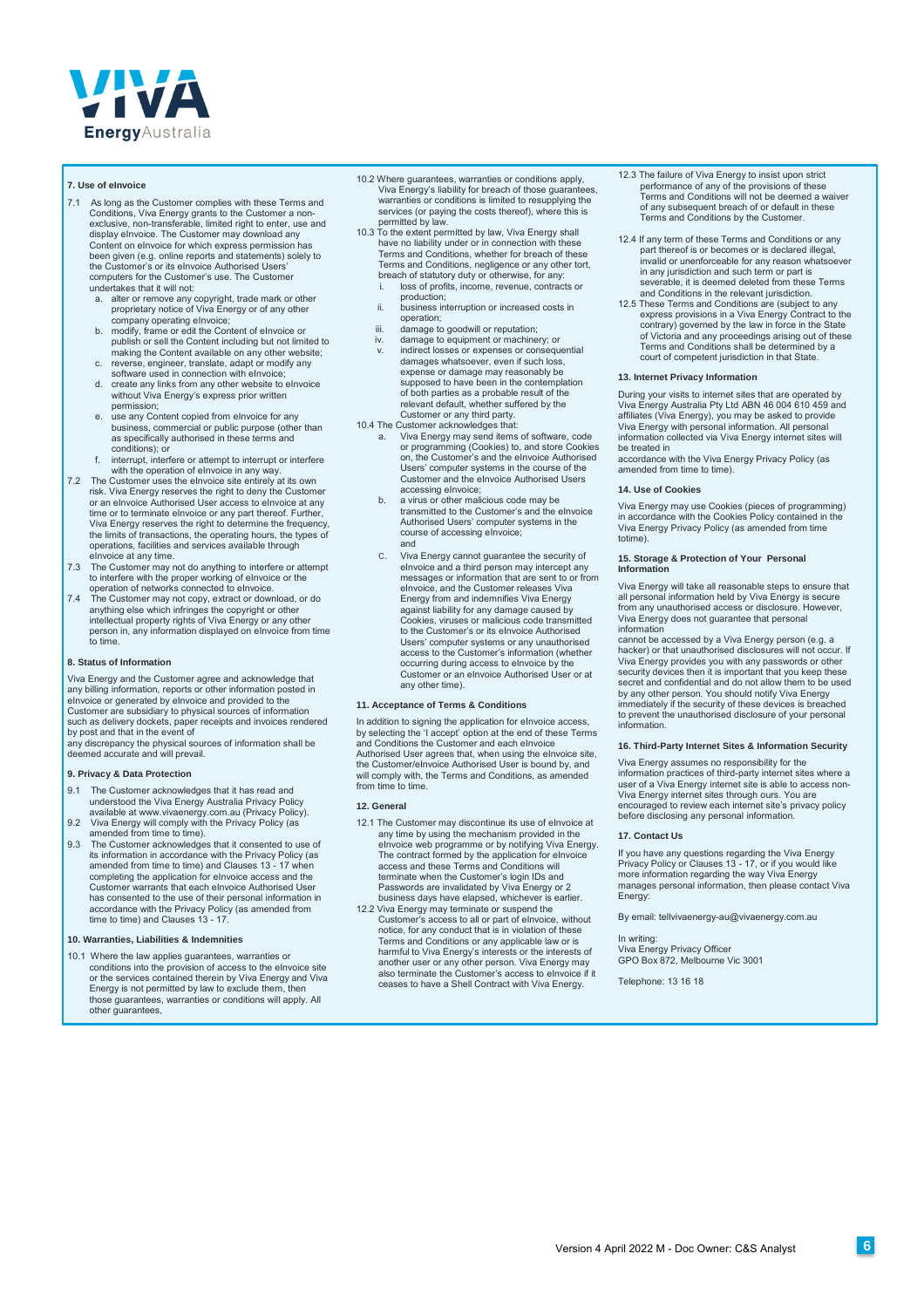## 7. Use of eInvoice

7.1 As long as the Customer complies with these Terms and Conditions, Viva Energy grants to the Customer a non-exclusive, non-transferable, limited right to enter, use and display eInvoice. The Customer may download any Content on eInvoice for which express permission has been given (e.g. online reports and statements) solely to the Customer's or its eInvoice Authorised Users' computers for the Customer's use. The Customer undertakes that it will not:

   a. alter or remove any copyright, trade mark or other proprietary notice of Viva Energy or of any other company operating eInvoice;
   b. modify, frame or edit the Content of eInvoice or publish or sell the Content including but not limited to making the Content available on any other website;
   c. reverse, engineer, translate, adapt or modify any software used in connection with eInvoice;
   d. create any links from any other website to eInvoice without Viva Energy's express prior written permission;
   e. use any Content copied from eInvoice for any business, commercial or public purpose (other than as specifically authorised in these terms and conditions); or
   f. interrupt, interfere or attempt to interrupt or interfere with the operation of eInvoice in any way.

7.2 The Customer uses the eInvoice site entirely at its own risk. Viva Energy reserves the right to deny the Customer or an eInvoice Authorised User access to eInvoice at any time or to terminate eInvoice or any part thereof. Further, Viva Energy reserves the right to determine the frequency, the limits of transactions, the operating hours, the types of operations, facilities and services available through eInvoice at any time.

7.3 The Customer may not do anything to interfere or attempt to interfere with the proper working of eInvoice or the operation of networks connected to eInvoice.

7.4 The Customer may not copy, extract or download, or do anything else which infringes the copyright or other intellectual property rights of Viva Energy or any other person in, any information displayed on eInvoice from time to time.

## 8. Status of Information

Viva Energy and the Customer agree and acknowledge that any billing information, reports or other information posted in eInvoice or generated by eInvoice and provided to the Customer are subsidiary to physical sources of information such as delivery dockets, paper receipts and invoices rendered by post and that in the event of any discrepancy the physical sources of information shall be deemed accurate and will prevail.

## 9. Privacy & Data Protection

9.1 The Customer acknowledges that it has read and understood the Viva Energy Australia Privacy Policy available at www.vivaenergy.com.au (Privacy Policy).

9.2 Viva Energy will comply with the Privacy Policy (as amended from time to time).

9.3 The Customer acknowledges that it consented to use of its information in accordance with the Privacy Policy (as amended from time to time) and Clauses 13 - 17 when completing the application for eInvoice access and the Customer warrants that each eInvoice Authorised User has consented to the use of their personal information in accordance with the Privacy Policy (as amended from time to time) and Clauses 13 - 17.

## 10. Warranties, Liabilities & Indemnities

10.1 Where the law applies guarantees, warranties or conditions into the provision of access to the eInvoice site or the services contained therein by Viva Energy and Viva Energy is not permitted by law to exclude them, then those guarantees, warranties or conditions will apply. All other guarantees,

10.2 Where guarantees, warranties or conditions apply, Viva Energy's liability for breach of those guarantees, warranties or conditions is limited to resupplying the services (or paying the costs thereof), where this is permitted by law.

10.3 To the extent permitted by law, Viva Energy shall have no liability under or in connection with these Terms and Conditions, whether for breach of these Terms and Conditions, negligence or any other tort, breach of statutory duty or otherwise, for any:

   i. loss of profits, income, revenue, contracts or production;
   ii. business interruption or increased costs in operation;
   iii. damage to goodwill or reputation;
   iv. damage to equipment or machinery; or
   v. indirect losses or expenses or consequential damages whatsoever, even if such loss, expense or damage may reasonably be supposed to have been in the contemplation of both parties as a probable result of the relevant default, whether suffered by the Customer or any third party.

10.4 The Customer acknowledges that:

   a. Viva Energy may send items of software, code or programming (Cookies) to, and store Cookies on, the Customer's and the eInvoice Authorised Users' computer systems in the course of the Customer and the eInvoice Authorised Users accessing eInvoice;
   b. a virus or other malicious code may be transmitted to the Customer's and the eInvoice Authorised Users' computer systems in the course of accessing eInvoice; and
   c. Viva Energy cannot guarantee the security of eInvoice and a third person may intercept any messages or information that are sent to or from eInvoice, and the Customer releases Viva Energy from and indemnifies Viva Energy against liability for any damage caused by Cookies, viruses or malicious code transmitted to the Customer's or its eInvoice Authorised Users' computer systems or any unauthorised access to the Customer's information (whether occurring during access to eInvoice by the Customer or an eInvoice Authorised User or at any other time).

## 11. Acceptance of Terms & Conditions

In addition to signing the application for eInvoice access, by selecting the 'I accept' option at the end of these Terms and Conditions the Customer and each eInvoice Authorised User agrees that, when using the eInvoice site, the Customer/eInvoice Authorised User is bound by, and will comply with, the Terms and Conditions, as amended from time to time.

## 12. General

12.1 The Customer may discontinue its use of eInvoice at any time by using the mechanism provided in the eInvoice web programme or by notifying Viva Energy. The contract formed by the application for eInvoice access and these Terms and Conditions will terminate when the Customer's login IDs and Passwords are invalidated by Viva Energy or 2 business days have elapsed, whichever is earlier.

12.2 Viva Energy may terminate or suspend the Customer's access to all or part of eInvoice, without notice, for any conduct that is in violation of these Terms and Conditions or any applicable law or is harmful to Viva Energy's interests or the interests of another user or any other person. Viva Energy may also terminate the Customer's access to eInvoice if it ceases to have a Shell Contract with Viva Energy.

12.3 The failure of Viva Energy to insist upon strict performance of any of the provisions of these Terms and Conditions will not be deemed a waiver of any subsequent breach of or default in these Terms and Conditions by the Customer.

12.4 If any term of these Terms and Conditions or any part thereof is or becomes or is declared illegal, invalid or unenforceable for any reason whatsoever in any jurisdiction and such term or part is severable, it is deemed deleted from these Terms and Conditions in the relevant jurisdiction.

12.5 These Terms and Conditions are (subject to any express provisions in a Viva Energy Contract to the contrary) governed by the law in force in the State of Victoria and any proceedings arising out of these Terms and Conditions shall be determined by a court of competent jurisdiction in that State.

## 13. Internet Privacy Information

During your visits to internet sites that are operated by Viva Energy Australia Pty Ltd ABN 46 004 610 459 and affiliates (Viva Energy), you may be asked to provide Viva Energy with personal information. All personal information collected via Viva Energy internet sites will be treated in accordance with the Viva Energy Privacy Policy (as amended from time to time).

## 14. Use of Cookies

Viva Energy may use Cookies (pieces of programming) in accordance with the Cookies Policy contained in the Viva Energy Privacy Policy (as amended from time totime).

## 15. Storage & Protection of Your Personal Information

Viva Energy will take all reasonable steps to ensure that all personal information held by Viva Energy is secure from any unauthorised access or disclosure. However, Viva Energy does not guarantee that personal information cannot be accessed by a Viva Energy person (e.g. a hacker) or that unauthorised disclosures will not occur. If Viva Energy provides you with any passwords or other security devices then it is important that you keep these secret and confidential and do not allow them to be used by any other person. You should notify Viva Energy immediately if the security of these devices is breached to prevent the unauthorised disclosure of your personal information.

## 16. Third-Party Internet Sites & Information Security

Viva Energy assumes no responsibility for the information practices of third-party internet sites where a user of a Viva Energy internet site is able to access non-Viva Energy internet sites through ours. You are encouraged to review each internet site's privacy policy before disclosing any personal information.

## 17. Contact Us

If you have any questions regarding the Viva Energy Privacy Policy or Clauses 13 - 17, or if you would like more information regarding the way Viva Energy manages personal information, then please contact Viva Energy:

By email: tellvivaenergy-au@vivaenergy.com.au

In writing:
Viva Energy Privacy Officer
GPO Box 872, Melbourne Vic 3001

Telephone: 13 16 18

Version 4 April 2022 M - Doc Owner: C&S Analyst